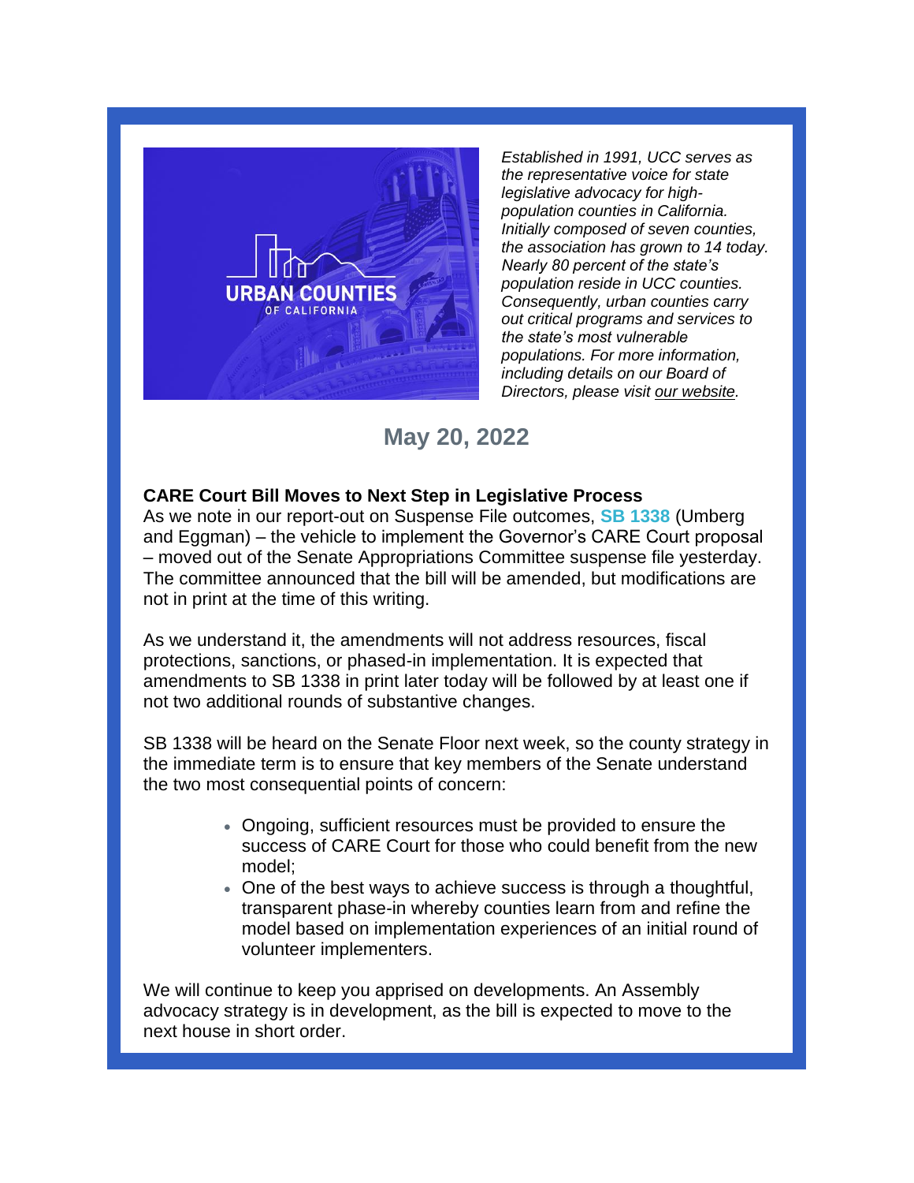*Established in 1991, UCC serves as the representative voice for state legislative advocacy for high-population counties in California. Initially composed of seven counties, the association has grown to 14 today. Nearly 80 percent of the state's population reside in UCC counties. Consequently, urban counties carry out critical programs and services to the state's most vulnerable populations. For more information, including details on our Board of Directors, please visit our website.*

## May 20, 2022

**CARE Court Bill Moves to Next Step in Legislative Process**

As we note in our report-out on Suspense File outcomes, **SB 1338** (Umberg and Eggman) – the vehicle to implement the Governor's CARE Court proposal – moved out of the Senate Appropriations Committee suspense file yesterday. The committee announced that the bill will be amended, but modifications are not in print at the time of this writing.

As we understand it, the amendments will not address resources, fiscal protections, sanctions, or phased-in implementation. It is expected that amendments to SB 1338 in print later today will be followed by at least one if not two additional rounds of substantive changes.

SB 1338 will be heard on the Senate Floor next week, so the county strategy in the immediate term is to ensure that key members of the Senate understand the two most consequential points of concern:

- Ongoing, sufficient resources must be provided to ensure the success of CARE Court for those who could benefit from the new model;
- One of the best ways to achieve success is through a thoughtful, transparent phase-in whereby counties learn from and refine the model based on implementation experiences of an initial round of volunteer implementers.

We will continue to keep you apprised on developments. An Assembly advocacy strategy is in development, as the bill is expected to move to the next house in short order.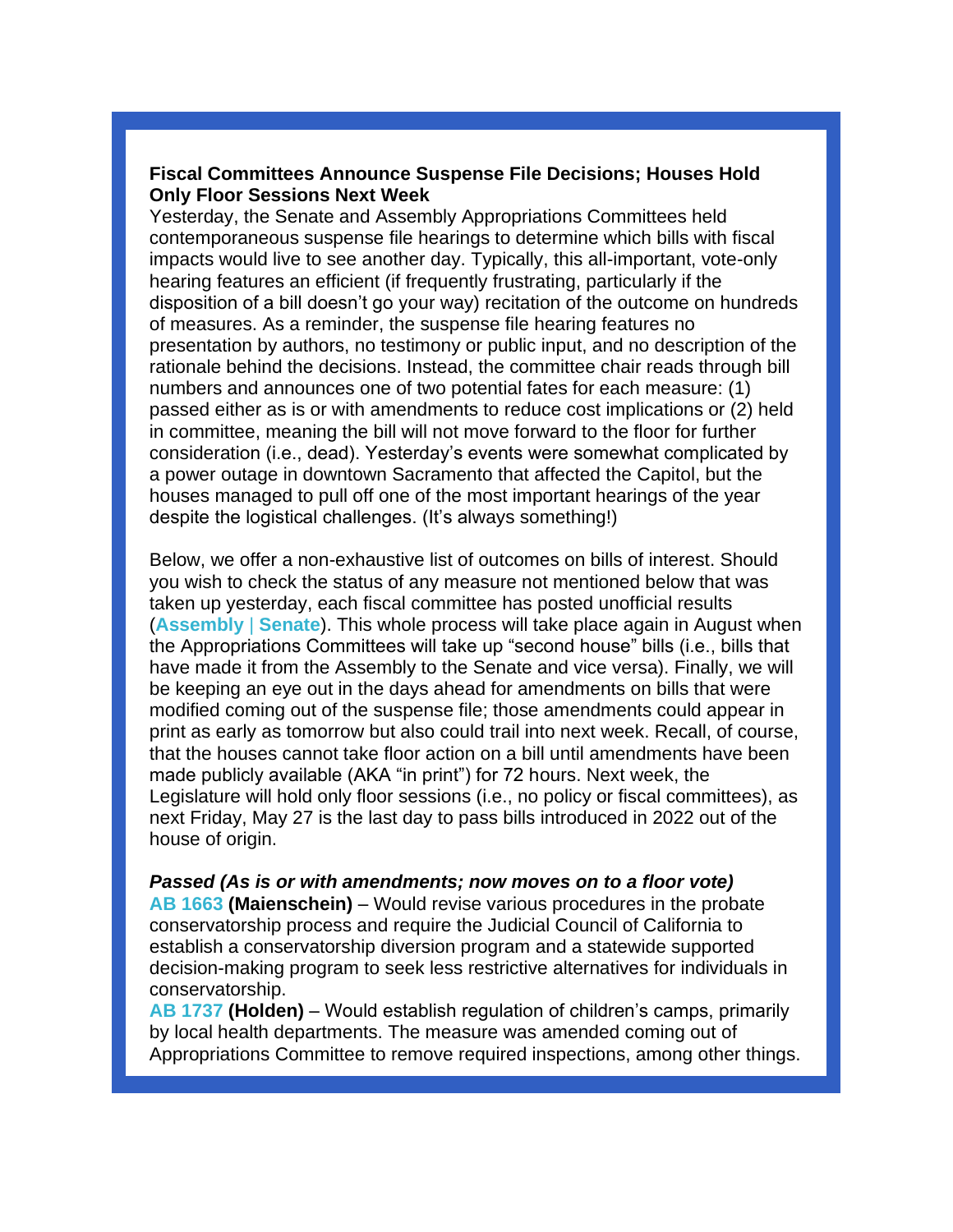**Fiscal Committees Announce Suspense File Decisions; Houses Hold Only Floor Sessions Next Week**

Yesterday, the Senate and Assembly Appropriations Committees held contemporaneous suspense file hearings to determine which bills with fiscal impacts would live to see another day. Typically, this all-important, vote-only hearing features an efficient (if frequently frustrating, particularly if the disposition of a bill doesn't go your way) recitation of the outcome on hundreds of measures. As a reminder, the suspense file hearing features no presentation by authors, no testimony or public input, and no description of the rationale behind the decisions. Instead, the committee chair reads through bill numbers and announces one of two potential fates for each measure: (1) passed either as is or with amendments to reduce cost implications or (2) held in committee, meaning the bill will not move forward to the floor for further consideration (i.e., dead). Yesterday's events were somewhat complicated by a power outage in downtown Sacramento that affected the Capitol, but the houses managed to pull off one of the most important hearings of the year despite the logistical challenges. (It's always something!)

Below, we offer a non-exhaustive list of outcomes on bills of interest. Should you wish to check the status of any measure not mentioned below that was taken up yesterday, each fiscal committee has posted unofficial results (**Assembly** | **Senate**). This whole process will take place again in August when the Appropriations Committees will take up "second house" bills (i.e., bills that have made it from the Assembly to the Senate and vice versa). Finally, we will be keeping an eye out in the days ahead for amendments on bills that were modified coming out of the suspense file; those amendments could appear in print as early as tomorrow but also could trail into next week. Recall, of course, that the houses cannot take floor action on a bill until amendments have been made publicly available (AKA "in print") for 72 hours. Next week, the Legislature will hold only floor sessions (i.e., no policy or fiscal committees), as next Friday, May 27 is the last day to pass bills introduced in 2022 out of the house of origin.

***Passed (As is or with amendments; now moves on to a floor vote)***

**AB 1663** **(Maienschein)** – Would revise various procedures in the probate conservatorship process and require the Judicial Council of California to establish a conservatorship diversion program and a statewide supported decision-making program to seek less restrictive alternatives for individuals in conservatorship.

**AB 1737** **(Holden)** – Would establish regulation of children's camps, primarily by local health departments. The measure was amended coming out of Appropriations Committee to remove required inspections, among other things.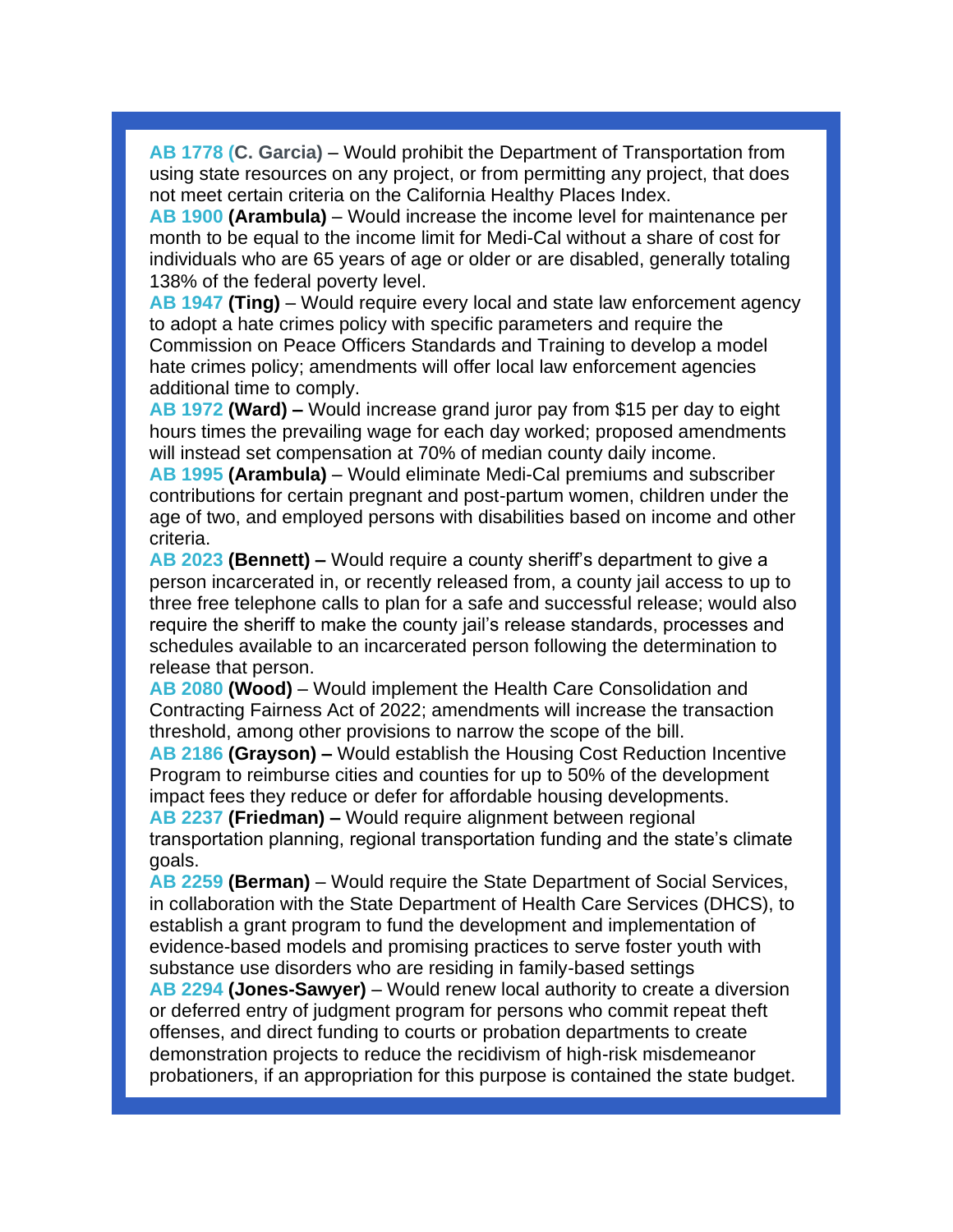**AB 1778 (C. Garcia)** – Would prohibit the Department of Transportation from using state resources on any project, or from permitting any project, that does not meet certain criteria on the California Healthy Places Index.

**AB 1900 (Arambula)** – Would increase the income level for maintenance per month to be equal to the income limit for Medi-Cal without a share of cost for individuals who are 65 years of age or older or are disabled, generally totaling 138% of the federal poverty level.

**AB 1947 (Ting)** – Would require every local and state law enforcement agency to adopt a hate crimes policy with specific parameters and require the Commission on Peace Officers Standards and Training to develop a model hate crimes policy; amendments will offer local law enforcement agencies additional time to comply.

**AB 1972 (Ward) –** Would increase grand juror pay from $15 per day to eight hours times the prevailing wage for each day worked; proposed amendments will instead set compensation at 70% of median county daily income.

**AB 1995 (Arambula)** – Would eliminate Medi-Cal premiums and subscriber contributions for certain pregnant and post-partum women, children under the age of two, and employed persons with disabilities based on income and other criteria.

**AB 2023 (Bennett) –** Would require a county sheriff's department to give a person incarcerated in, or recently released from, a county jail access to up to three free telephone calls to plan for a safe and successful release; would also require the sheriff to make the county jail's release standards, processes and schedules available to an incarcerated person following the determination to release that person.

**AB 2080 (Wood)** – Would implement the Health Care Consolidation and Contracting Fairness Act of 2022; amendments will increase the transaction threshold, among other provisions to narrow the scope of the bill.

**AB 2186 (Grayson) –** Would establish the Housing Cost Reduction Incentive Program to reimburse cities and counties for up to 50% of the development impact fees they reduce or defer for affordable housing developments.

**AB 2237 (Friedman) –** Would require alignment between regional transportation planning, regional transportation funding and the state's climate goals.

**AB 2259 (Berman)** – Would require the State Department of Social Services, in collaboration with the State Department of Health Care Services (DHCS), to establish a grant program to fund the development and implementation of evidence-based models and promising practices to serve foster youth with substance use disorders who are residing in family-based settings

**AB 2294 (Jones-Sawyer)** – Would renew local authority to create a diversion or deferred entry of judgment program for persons who commit repeat theft offenses, and direct funding to courts or probation departments to create demonstration projects to reduce the recidivism of high-risk misdemeanor probationers, if an appropriation for this purpose is contained the state budget.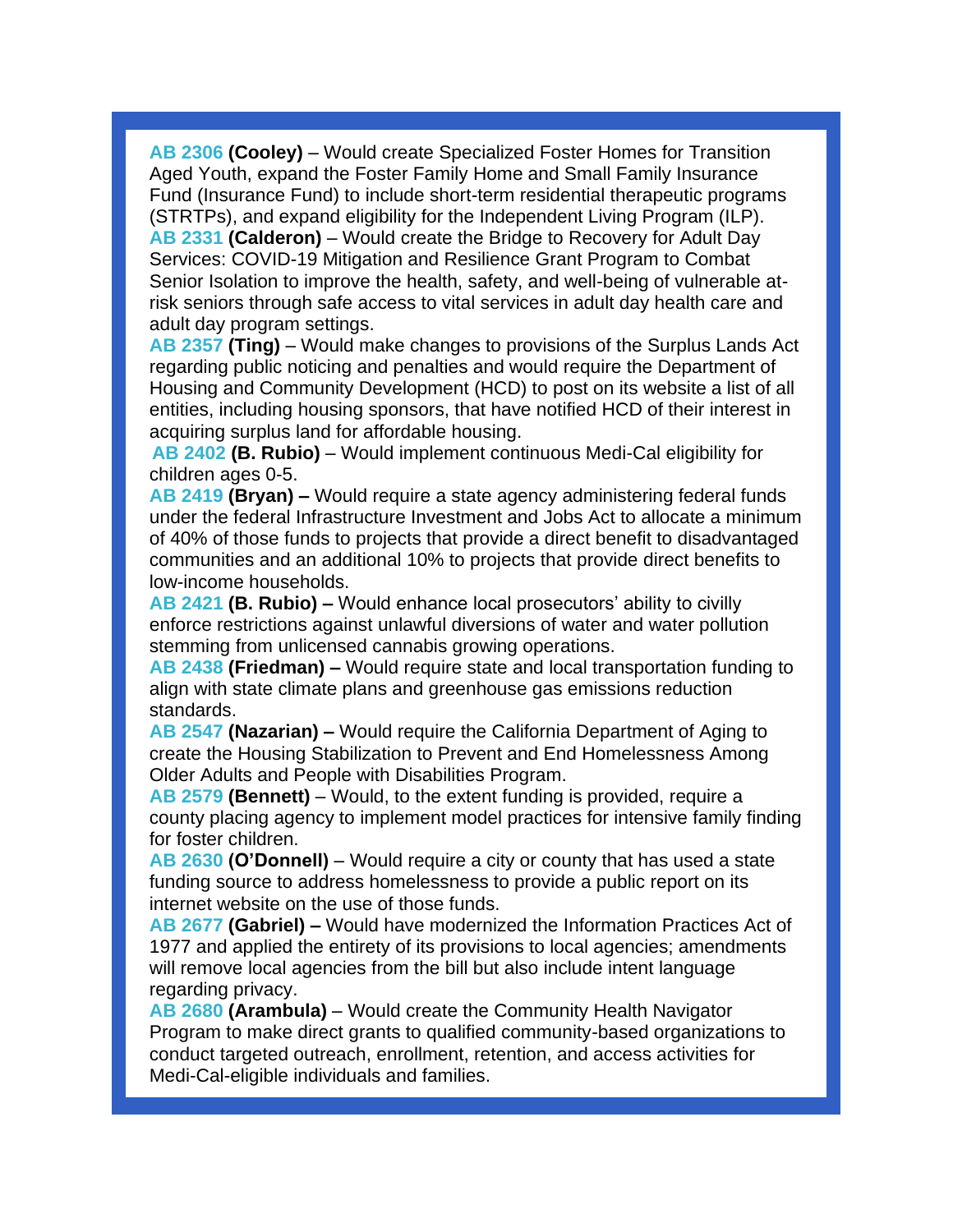**AB 2306 (Cooley)** – Would create Specialized Foster Homes for Transition Aged Youth, expand the Foster Family Home and Small Family Insurance Fund (Insurance Fund) to include short-term residential therapeutic programs (STRTPs), and expand eligibility for the Independent Living Program (ILP).

**AB 2331 (Calderon)** – Would create the Bridge to Recovery for Adult Day Services: COVID-19 Mitigation and Resilience Grant Program to Combat Senior Isolation to improve the health, safety, and well-being of vulnerable at-risk seniors through safe access to vital services in adult day health care and adult day program settings.

**AB 2357 (Ting)** – Would make changes to provisions of the Surplus Lands Act regarding public noticing and penalties and would require the Department of Housing and Community Development (HCD) to post on its website a list of all entities, including housing sponsors, that have notified HCD of their interest in acquiring surplus land for affordable housing.

**AB 2402 (B. Rubio)** – Would implement continuous Medi-Cal eligibility for children ages 0-5.

**AB 2419 (Bryan) –** Would require a state agency administering federal funds under the federal Infrastructure Investment and Jobs Act to allocate a minimum of 40% of those funds to projects that provide a direct benefit to disadvantaged communities and an additional 10% to projects that provide direct benefits to low-income households.

**AB 2421 (B. Rubio) –** Would enhance local prosecutors' ability to civilly enforce restrictions against unlawful diversions of water and water pollution stemming from unlicensed cannabis growing operations.

**AB 2438 (Friedman) –** Would require state and local transportation funding to align with state climate plans and greenhouse gas emissions reduction standards.

**AB 2547 (Nazarian) –** Would require the California Department of Aging to create the Housing Stabilization to Prevent and End Homelessness Among Older Adults and People with Disabilities Program.

**AB 2579 (Bennett)** – Would, to the extent funding is provided, require a county placing agency to implement model practices for intensive family finding for foster children.

**AB 2630 (O'Donnell)** – Would require a city or county that has used a state funding source to address homelessness to provide a public report on its internet website on the use of those funds.

**AB 2677 (Gabriel) –** Would have modernized the Information Practices Act of 1977 and applied the entirety of its provisions to local agencies; amendments will remove local agencies from the bill but also include intent language regarding privacy.

**AB 2680 (Arambula)** – Would create the Community Health Navigator Program to make direct grants to qualified community-based organizations to conduct targeted outreach, enrollment, retention, and access activities for Medi-Cal-eligible individuals and families.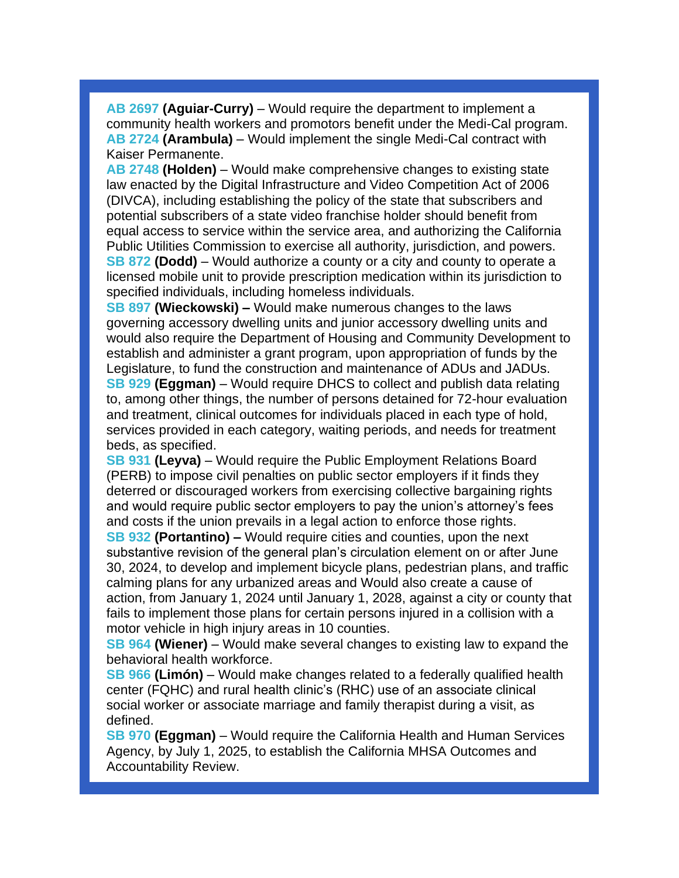**AB 2697 (Aguiar-Curry)** – Would require the department to implement a community health workers and promotors benefit under the Medi-Cal program.

**AB 2724 (Arambula)** – Would implement the single Medi-Cal contract with Kaiser Permanente.

**AB 2748 (Holden)** – Would make comprehensive changes to existing state law enacted by the Digital Infrastructure and Video Competition Act of 2006 (DIVCA), including establishing the policy of the state that subscribers and potential subscribers of a state video franchise holder should benefit from equal access to service within the service area, and authorizing the California Public Utilities Commission to exercise all authority, jurisdiction, and powers.

**SB 872 (Dodd)** – Would authorize a county or a city and county to operate a licensed mobile unit to provide prescription medication within its jurisdiction to specified individuals, including homeless individuals.

**SB 897 (Wieckowski) –** Would make numerous changes to the laws governing accessory dwelling units and junior accessory dwelling units and would also require the Department of Housing and Community Development to establish and administer a grant program, upon appropriation of funds by the Legislature, to fund the construction and maintenance of ADUs and JADUs.

**SB 929 (Eggman)** – Would require DHCS to collect and publish data relating to, among other things, the number of persons detained for 72-hour evaluation and treatment, clinical outcomes for individuals placed in each type of hold, services provided in each category, waiting periods, and needs for treatment beds, as specified.

**SB 931 (Leyva)** – Would require the Public Employment Relations Board (PERB) to impose civil penalties on public sector employers if it finds they deterred or discouraged workers from exercising collective bargaining rights and would require public sector employers to pay the union's attorney's fees and costs if the union prevails in a legal action to enforce those rights.

**SB 932 (Portantino) –** Would require cities and counties, upon the next substantive revision of the general plan's circulation element on or after June 30, 2024, to develop and implement bicycle plans, pedestrian plans, and traffic calming plans for any urbanized areas and Would also create a cause of action, from January 1, 2024 until January 1, 2028, against a city or county that fails to implement those plans for certain persons injured in a collision with a motor vehicle in high injury areas in 10 counties.

**SB 964 (Wiener)** – Would make several changes to existing law to expand the behavioral health workforce.

**SB 966 (Limón)** – Would make changes related to a federally qualified health center (FQHC) and rural health clinic's (RHC) use of an associate clinical social worker or associate marriage and family therapist during a visit, as defined.

**SB 970 (Eggman)** – Would require the California Health and Human Services Agency, by July 1, 2025, to establish the California MHSA Outcomes and Accountability Review.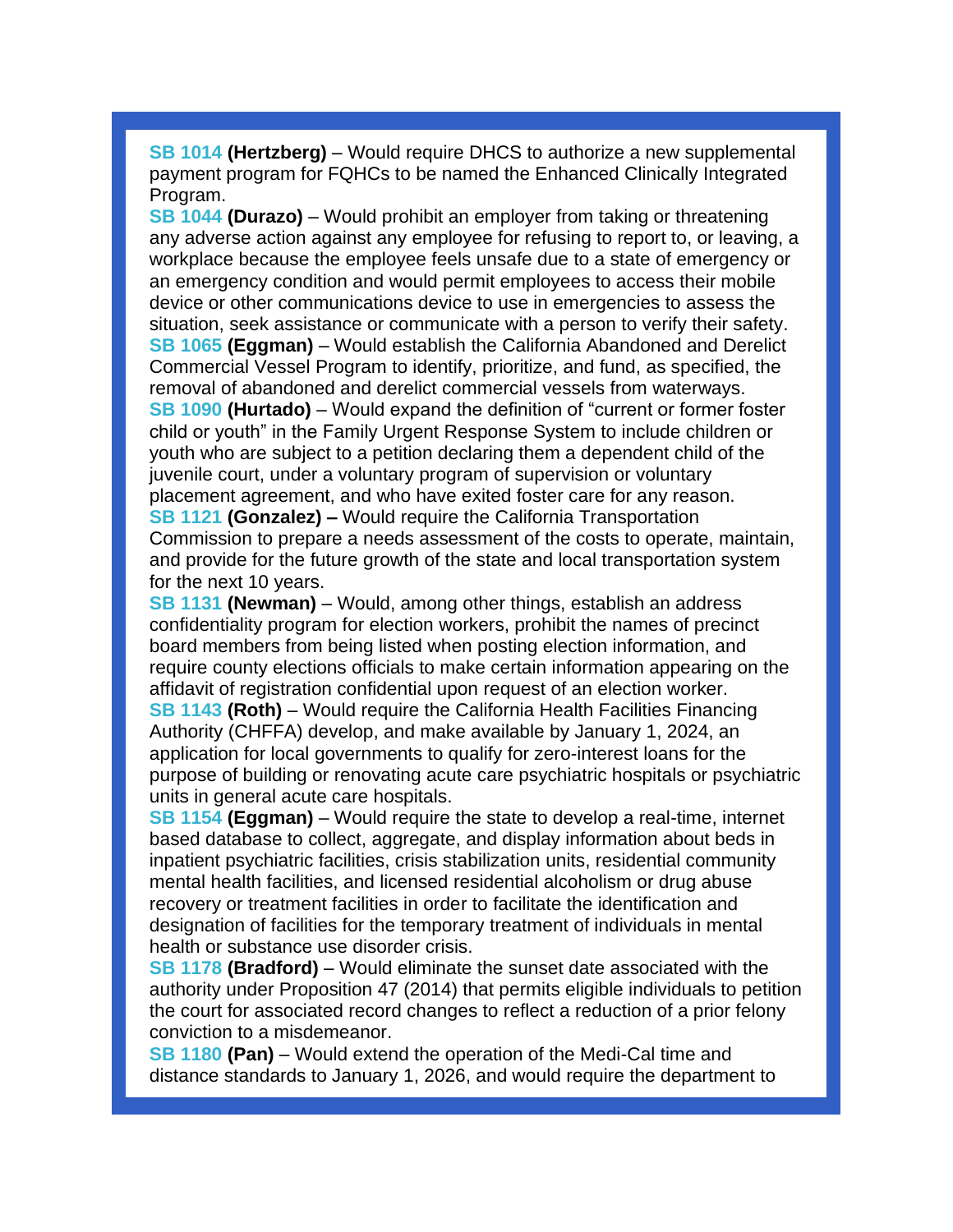**SB 1014 (Hertzberg)** – Would require DHCS to authorize a new supplemental payment program for FQHCs to be named the Enhanced Clinically Integrated Program.

**SB 1044 (Durazo)** – Would prohibit an employer from taking or threatening any adverse action against any employee for refusing to report to, or leaving, a workplace because the employee feels unsafe due to a state of emergency or an emergency condition and would permit employees to access their mobile device or other communications device to use in emergencies to assess the situation, seek assistance or communicate with a person to verify their safety.

**SB 1065 (Eggman)** – Would establish the California Abandoned and Derelict Commercial Vessel Program to identify, prioritize, and fund, as specified, the removal of abandoned and derelict commercial vessels from waterways.

**SB 1090 (Hurtado)** – Would expand the definition of "current or former foster child or youth" in the Family Urgent Response System to include children or youth who are subject to a petition declaring them a dependent child of the juvenile court, under a voluntary program of supervision or voluntary placement agreement, and who have exited foster care for any reason.

**SB 1121 (Gonzalez) –** Would require the California Transportation Commission to prepare a needs assessment of the costs to operate, maintain, and provide for the future growth of the state and local transportation system for the next 10 years.

**SB 1131 (Newman)** – Would, among other things, establish an address confidentiality program for election workers, prohibit the names of precinct board members from being listed when posting election information, and require county elections officials to make certain information appearing on the affidavit of registration confidential upon request of an election worker.

**SB 1143 (Roth)** – Would require the California Health Facilities Financing Authority (CHFFA) develop, and make available by January 1, 2024, an application for local governments to qualify for zero-interest loans for the purpose of building or renovating acute care psychiatric hospitals or psychiatric units in general acute care hospitals.

**SB 1154 (Eggman)** – Would require the state to develop a real-time, internet based database to collect, aggregate, and display information about beds in inpatient psychiatric facilities, crisis stabilization units, residential community mental health facilities, and licensed residential alcoholism or drug abuse recovery or treatment facilities in order to facilitate the identification and designation of facilities for the temporary treatment of individuals in mental health or substance use disorder crisis.

**SB 1178 (Bradford)** – Would eliminate the sunset date associated with the authority under Proposition 47 (2014) that permits eligible individuals to petition the court for associated record changes to reflect a reduction of a prior felony conviction to a misdemeanor.

**SB 1180 (Pan)** – Would extend the operation of the Medi-Cal time and distance standards to January 1, 2026, and would require the department to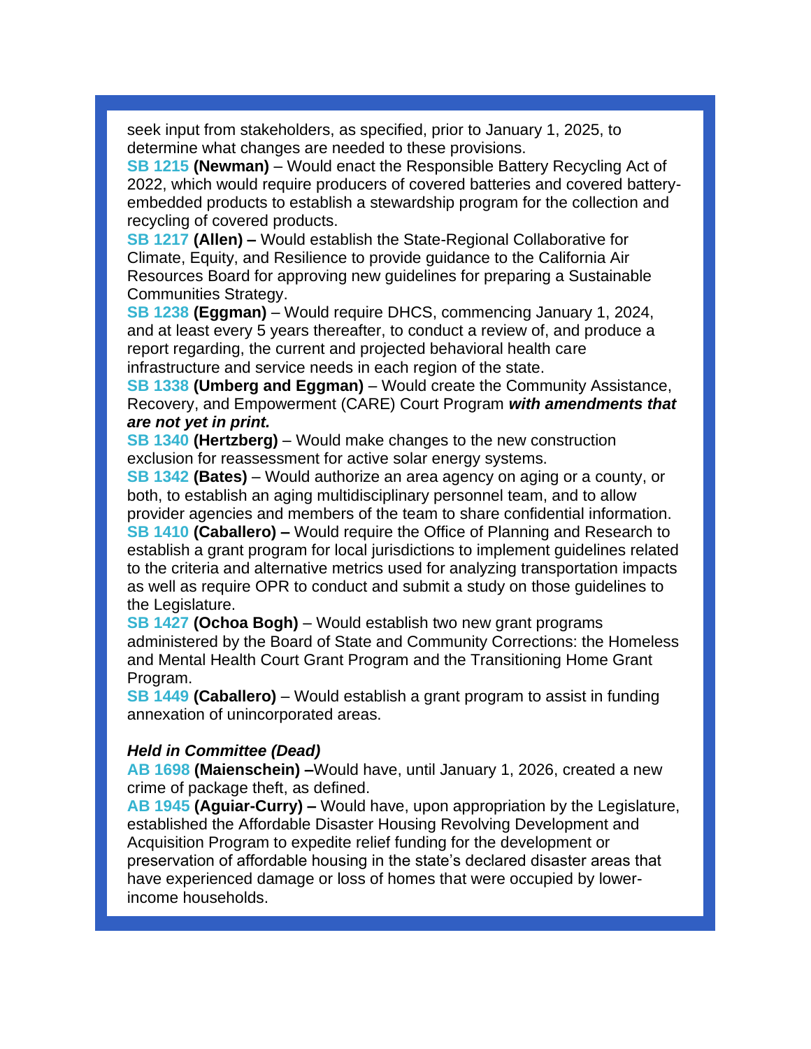seek input from stakeholders, as specified, prior to January 1, 2025, to determine what changes are needed to these provisions.

**SB 1215 (Newman)** – Would enact the Responsible Battery Recycling Act of 2022, which would require producers of covered batteries and covered battery-embedded products to establish a stewardship program for the collection and recycling of covered products.

**SB 1217 (Allen) –** Would establish the State-Regional Collaborative for Climate, Equity, and Resilience to provide guidance to the California Air Resources Board for approving new guidelines for preparing a Sustainable Communities Strategy.

**SB 1238 (Eggman)** – Would require DHCS, commencing January 1, 2024, and at least every 5 years thereafter, to conduct a review of, and produce a report regarding, the current and projected behavioral health care infrastructure and service needs in each region of the state.

**SB 1338 (Umberg and Eggman)** – Would create the Community Assistance, Recovery, and Empowerment (CARE) Court Program ***with amendments that are not yet in print.***

**SB 1340 (Hertzberg)** – Would make changes to the new construction exclusion for reassessment for active solar energy systems.

**SB 1342 (Bates)** – Would authorize an area agency on aging or a county, or both, to establish an aging multidisciplinary personnel team, and to allow provider agencies and members of the team to share confidential information.

**SB 1410 (Caballero) –** Would require the Office of Planning and Research to establish a grant program for local jurisdictions to implement guidelines related to the criteria and alternative metrics used for analyzing transportation impacts as well as require OPR to conduct and submit a study on those guidelines to the Legislature.

**SB 1427 (Ochoa Bogh)** – Would establish two new grant programs administered by the Board of State and Community Corrections: the Homeless and Mental Health Court Grant Program and the Transitioning Home Grant Program.

**SB 1449 (Caballero)** – Would establish a grant program to assist in funding annexation of unincorporated areas.

***Held in Committee (Dead)***

**AB 1698 (Maienschein) –**Would have, until January 1, 2026, created a new crime of package theft, as defined.

**AB 1945 (Aguiar-Curry) –** Would have, upon appropriation by the Legislature, established the Affordable Disaster Housing Revolving Development and Acquisition Program to expedite relief funding for the development or preservation of affordable housing in the state's declared disaster areas that have experienced damage or loss of homes that were occupied by lower-income households.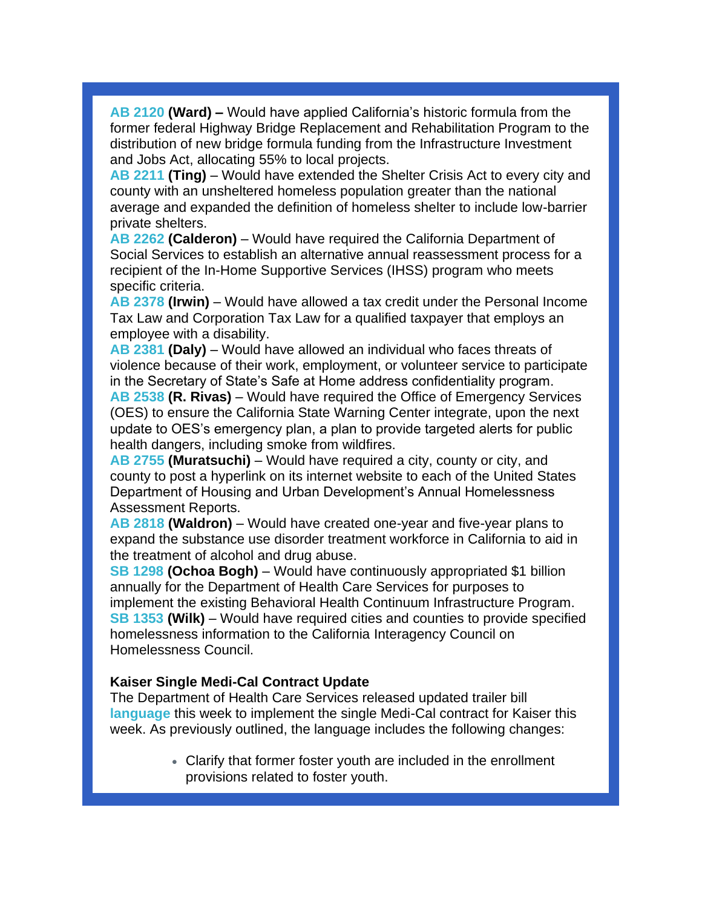**AB 2120 (Ward) –** Would have applied California's historic formula from the former federal Highway Bridge Replacement and Rehabilitation Program to the distribution of new bridge formula funding from the Infrastructure Investment and Jobs Act, allocating 55% to local projects.

**AB 2211 (Ting)** – Would have extended the Shelter Crisis Act to every city and county with an unsheltered homeless population greater than the national average and expanded the definition of homeless shelter to include low-barrier private shelters.

**AB 2262 (Calderon)** – Would have required the California Department of Social Services to establish an alternative annual reassessment process for a recipient of the In-Home Supportive Services (IHSS) program who meets specific criteria.

**AB 2378 (Irwin)** – Would have allowed a tax credit under the Personal Income Tax Law and Corporation Tax Law for a qualified taxpayer that employs an employee with a disability.

**AB 2381 (Daly)** – Would have allowed an individual who faces threats of violence because of their work, employment, or volunteer service to participate in the Secretary of State's Safe at Home address confidentiality program.

**AB 2538 (R. Rivas)** – Would have required the Office of Emergency Services (OES) to ensure the California State Warning Center integrate, upon the next update to OES's emergency plan, a plan to provide targeted alerts for public health dangers, including smoke from wildfires.

**AB 2755 (Muratsuchi)** – Would have required a city, county or city, and county to post a hyperlink on its internet website to each of the United States Department of Housing and Urban Development's Annual Homelessness Assessment Reports.

**AB 2818 (Waldron)** – Would have created one-year and five-year plans to expand the substance use disorder treatment workforce in California to aid in the treatment of alcohol and drug abuse.

**SB 1298 (Ochoa Bogh)** – Would have continuously appropriated $1 billion annually for the Department of Health Care Services for purposes to implement the existing Behavioral Health Continuum Infrastructure Program.

**SB 1353 (Wilk)** – Would have required cities and counties to provide specified homelessness information to the California Interagency Council on Homelessness Council.

**Kaiser Single Medi-Cal Contract Update**

The Department of Health Care Services released updated trailer bill language this week to implement the single Medi-Cal contract for Kaiser this week. As previously outlined, the language includes the following changes:

- Clarify that former foster youth are included in the enrollment provisions related to foster youth.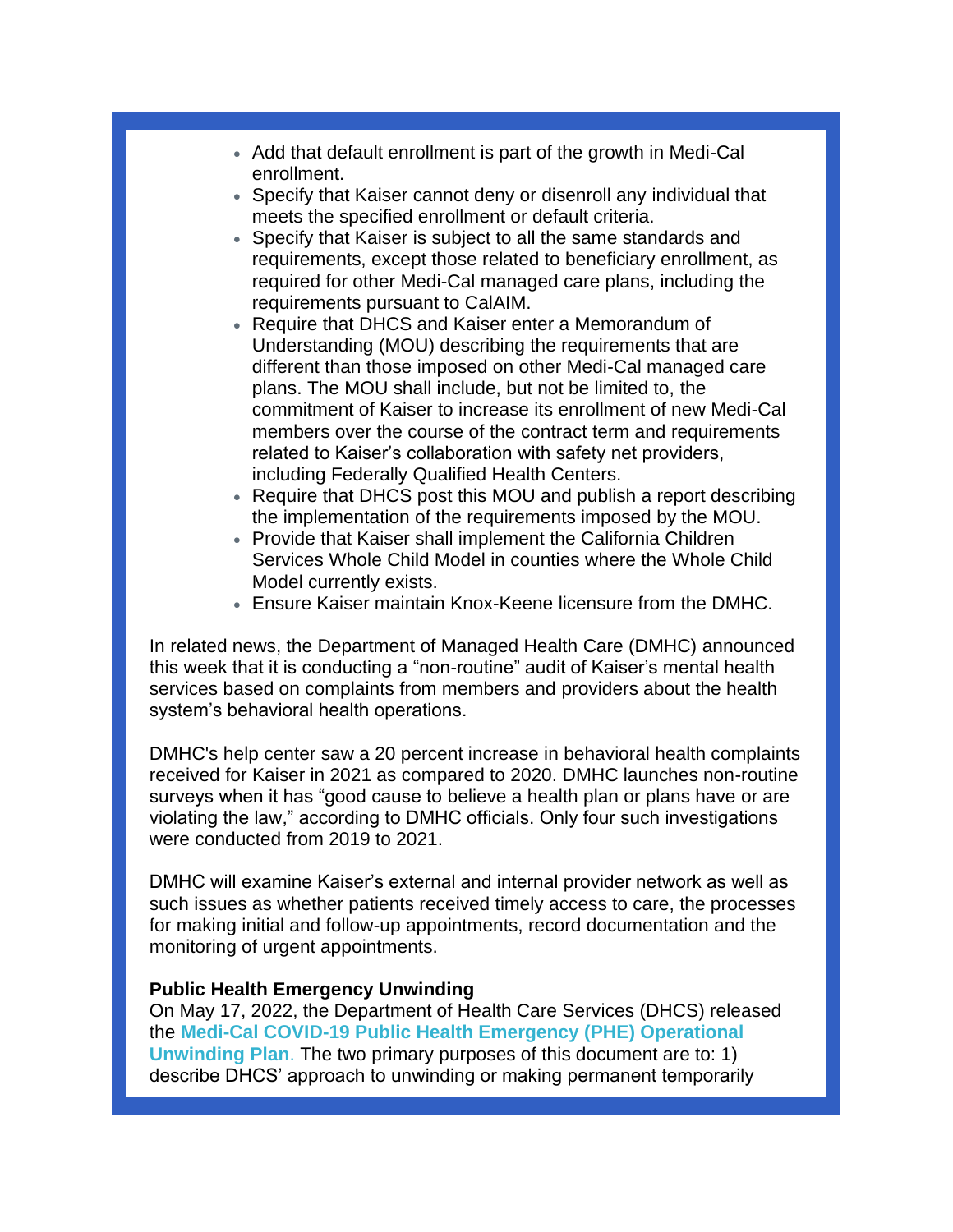- Add that default enrollment is part of the growth in Medi-Cal enrollment.
- Specify that Kaiser cannot deny or disenroll any individual that meets the specified enrollment or default criteria.
- Specify that Kaiser is subject to all the same standards and requirements, except those related to beneficiary enrollment, as required for other Medi-Cal managed care plans, including the requirements pursuant to CalAIM.
- Require that DHCS and Kaiser enter a Memorandum of Understanding (MOU) describing the requirements that are different than those imposed on other Medi-Cal managed care plans. The MOU shall include, but not be limited to, the commitment of Kaiser to increase its enrollment of new Medi-Cal members over the course of the contract term and requirements related to Kaiser's collaboration with safety net providers, including Federally Qualified Health Centers.
- Require that DHCS post this MOU and publish a report describing the implementation of the requirements imposed by the MOU.
- Provide that Kaiser shall implement the California Children Services Whole Child Model in counties where the Whole Child Model currently exists.
- Ensure Kaiser maintain Knox-Keene licensure from the DMHC.

In related news, the Department of Managed Health Care (DMHC) announced this week that it is conducting a "non-routine" audit of Kaiser's mental health services based on complaints from members and providers about the health system's behavioral health operations.

DMHC's help center saw a 20 percent increase in behavioral health complaints received for Kaiser in 2021 as compared to 2020. DMHC launches non-routine surveys when it has "good cause to believe a health plan or plans have or are violating the law," according to DMHC officials. Only four such investigations were conducted from 2019 to 2021.

DMHC will examine Kaiser's external and internal provider network as well as such issues as whether patients received timely access to care, the processes for making initial and follow-up appointments, record documentation and the monitoring of urgent appointments.

**Public Health Emergency Unwinding**

On May 17, 2022, the Department of Health Care Services (DHCS) released the **Medi-Cal COVID-19 Public Health Emergency (PHE) Operational Unwinding Plan**. The two primary purposes of this document are to: 1) describe DHCS' approach to unwinding or making permanent temporarily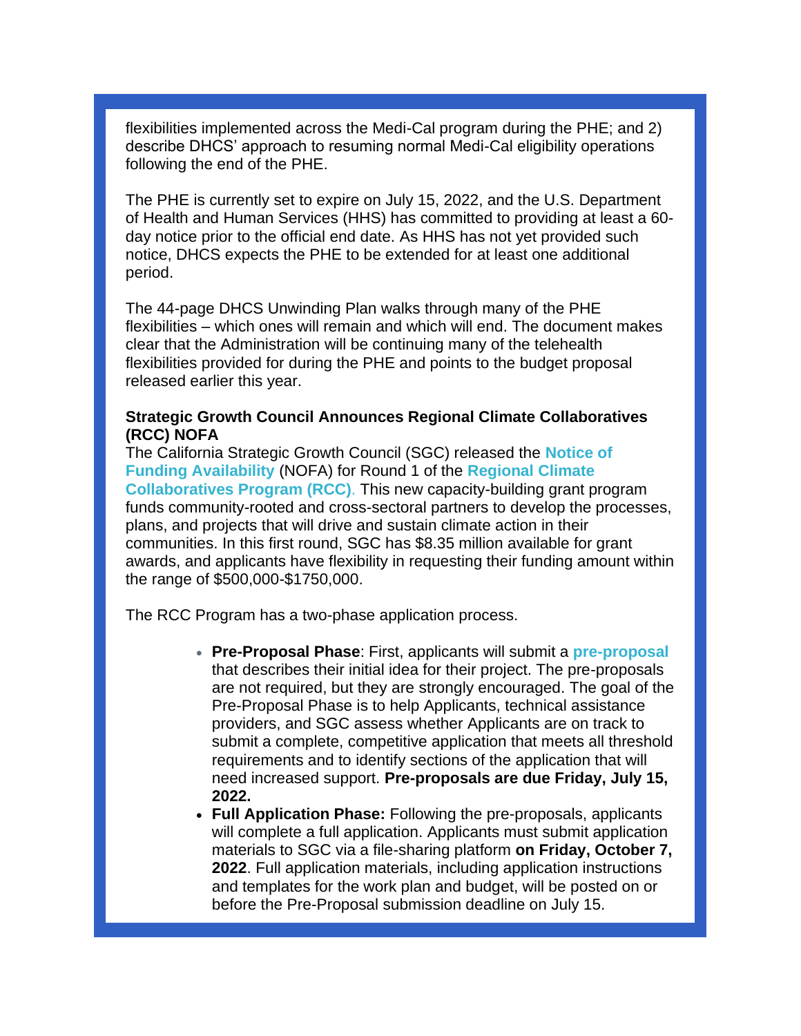flexibilities implemented across the Medi-Cal program during the PHE; and 2) describe DHCS' approach to resuming normal Medi-Cal eligibility operations following the end of the PHE.

The PHE is currently set to expire on July 15, 2022, and the U.S. Department of Health and Human Services (HHS) has committed to providing at least a 60-day notice prior to the official end date. As HHS has not yet provided such notice, DHCS expects the PHE to be extended for at least one additional period.

The 44-page DHCS Unwinding Plan walks through many of the PHE flexibilities – which ones will remain and which will end. The document makes clear that the Administration will be continuing many of the telehealth flexibilities provided for during the PHE and points to the budget proposal released earlier this year.

**Strategic Growth Council Announces Regional Climate Collaboratives (RCC) NOFA**

The California Strategic Growth Council (SGC) released the **Notice of Funding Availability** (NOFA) for Round 1 of the **Regional Climate Collaboratives Program (RCC)**. This new capacity-building grant program funds community-rooted and cross-sectoral partners to develop the processes, plans, and projects that will drive and sustain climate action in their communities. In this first round, SGC has $8.35 million available for grant awards, and applicants have flexibility in requesting their funding amount within the range of $500,000-$1750,000.

The RCC Program has a two-phase application process.

- **Pre-Proposal Phase**: First, applicants will submit a **pre-proposal** that describes their initial idea for their project. The pre-proposals are not required, but they are strongly encouraged. The goal of the Pre-Proposal Phase is to help Applicants, technical assistance providers, and SGC assess whether Applicants are on track to submit a complete, competitive application that meets all threshold requirements and to identify sections of the application that will need increased support. **Pre-proposals are due Friday, July 15, 2022.**
- **Full Application Phase:** Following the pre-proposals, applicants will complete a full application. Applicants must submit application materials to SGC via a file-sharing platform **on Friday, October 7, 2022**. Full application materials, including application instructions and templates for the work plan and budget, will be posted on or before the Pre-Proposal submission deadline on July 15.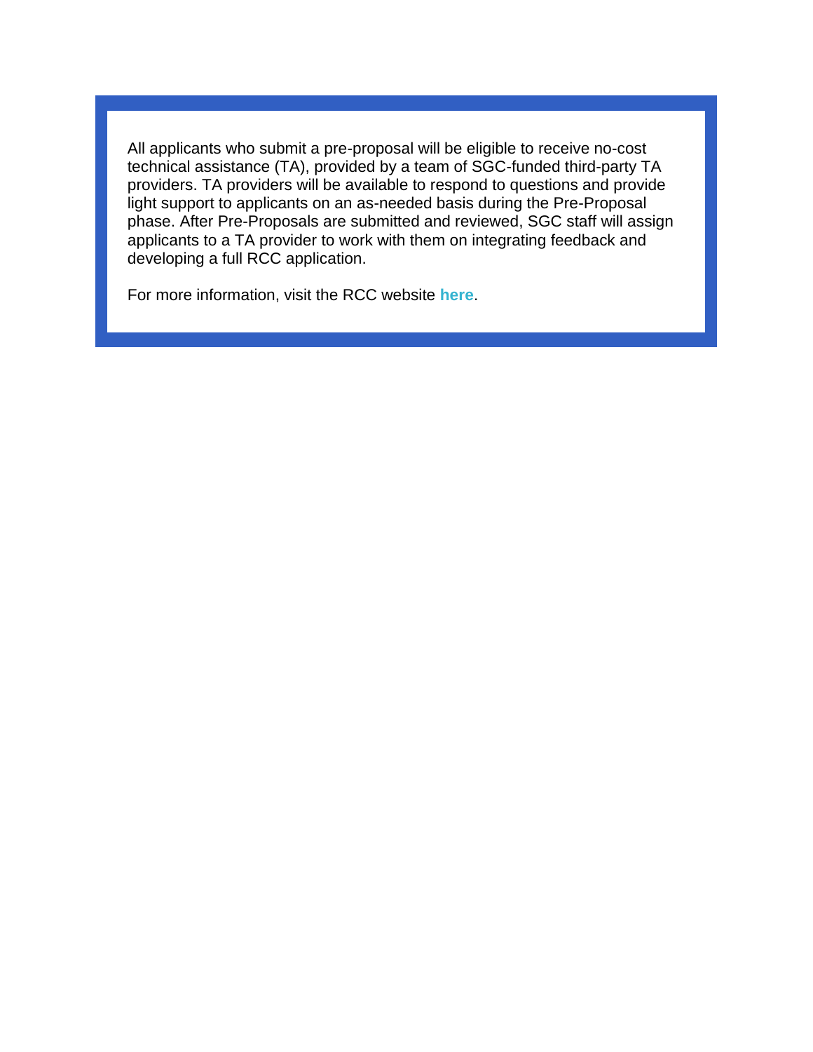All applicants who submit a pre-proposal will be eligible to receive no-cost technical assistance (TA), provided by a team of SGC-funded third-party TA providers. TA providers will be available to respond to questions and provide light support to applicants on an as-needed basis during the Pre-Proposal phase. After Pre-Proposals are submitted and reviewed, SGC staff will assign applicants to a TA provider to work with them on integrating feedback and developing a full RCC application.

For more information, visit the RCC website **here**.